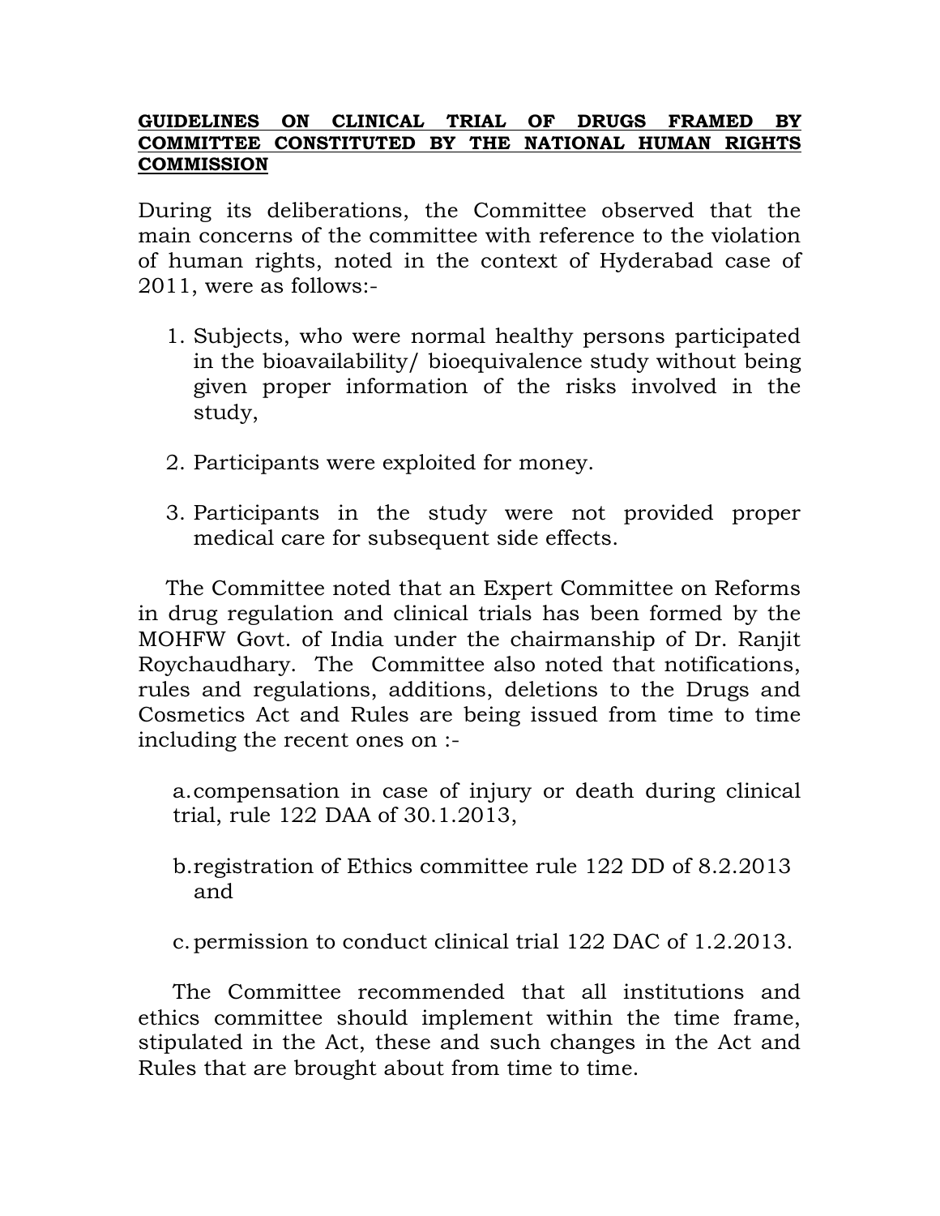**GUIDELINES ON CLINICAL TRIAL OF DRUGS FRAMED BY COMMITTEE CONSTITUTED BY THE NATIONAL HUMAN RIGHTS COMMISSION**

During its deliberations, the Committee observed that the main concerns of the committee with reference to the violation of human rights, noted in the context of Hyderabad case of 2011, were as follows:-

1. Subjects, who were normal healthy persons participated in the bioavailability/ bioequivalence study without being given proper information of the risks involved in the study,

2. Participants were exploited for money.

3. Participants in the study were not provided proper medical care for subsequent side effects.

The Committee noted that an Expert Committee on Reforms in drug regulation and clinical trials has been formed by the MOHFW Govt. of India under the chairmanship of Dr. Ranjit Roychaudhary. The Committee also noted that notifications, rules and regulations, additions, deletions to the Drugs and Cosmetics Act and Rules are being issued from time to time including the recent ones on :-

a. compensation in case of injury or death during clinical trial, rule 122 DAA of 30.1.2013,

b. registration of Ethics committee rule 122 DD of 8.2.2013 and

c. permission to conduct clinical trial 122 DAC of 1.2.2013.

The Committee recommended that all institutions and ethics committee should implement within the time frame, stipulated in the Act, these and such changes in the Act and Rules that are brought about from time to time.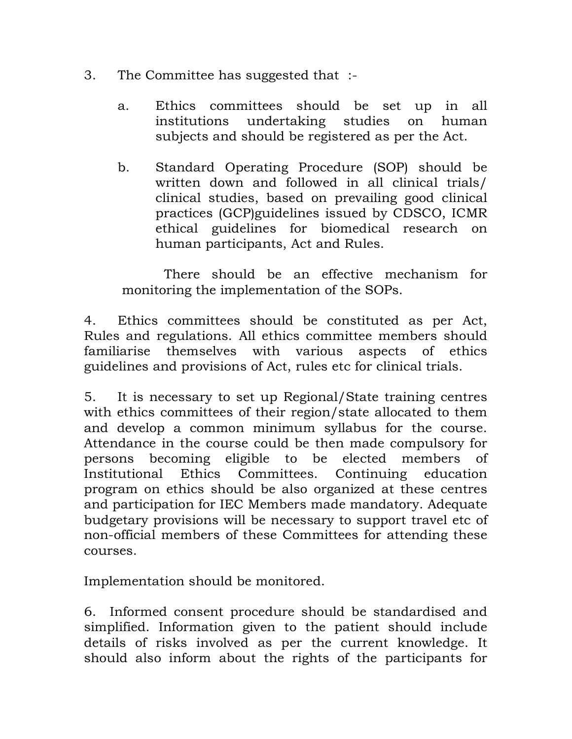3. The Committee has suggested that :-

   a. Ethics committees should be set up in all institutions undertaking studies on human subjects and should be registered as per the Act.

   b. Standard Operating Procedure (SOP) should be written down and followed in all clinical trials/ clinical studies, based on prevailing good clinical practices (GCP)guidelines issued by CDSCO, ICMR ethical guidelines for biomedical research on human participants, Act and Rules.

   There should be an effective mechanism for monitoring the implementation of the SOPs.

4. Ethics committees should be constituted as per Act, Rules and regulations. All ethics committee members should familiarise themselves with various aspects of ethics guidelines and provisions of Act, rules etc for clinical trials.

5. It is necessary to set up Regional/State training centres with ethics committees of their region/state allocated to them and develop a common minimum syllabus for the course. Attendance in the course could be then made compulsory for persons becoming eligible to be elected members of Institutional Ethics Committees. Continuing education program on ethics should be also organized at these centres and participation for IEC Members made mandatory. Adequate budgetary provisions will be necessary to support travel etc of non-official members of these Committees for attending these courses.

Implementation should be monitored.

6. Informed consent procedure should be standardised and simplified. Information given to the patient should include details of risks involved as per the current knowledge. It should also inform about the rights of the participants for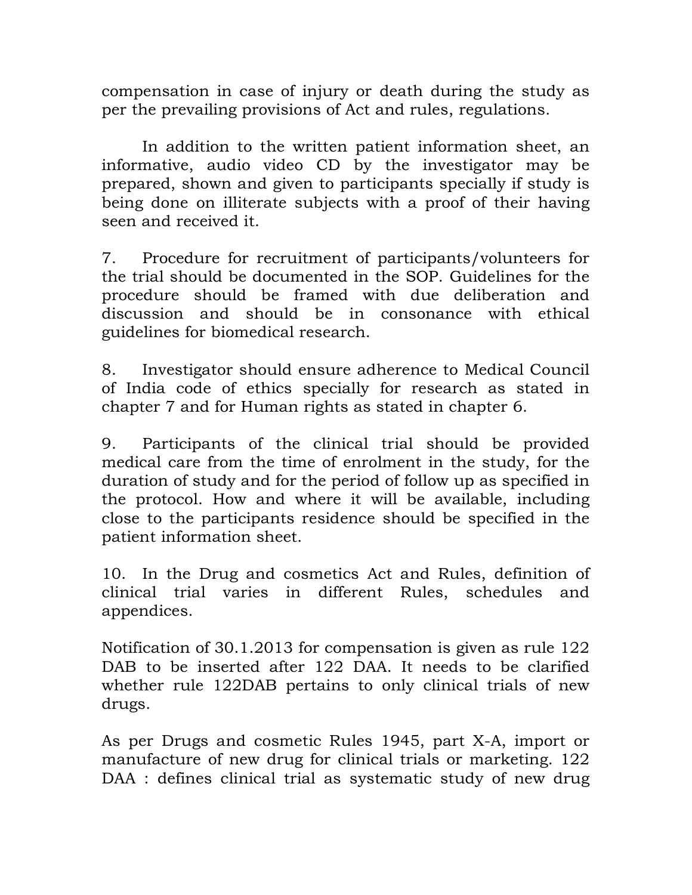compensation in case of injury or death during the study as per the prevailing provisions of Act and rules, regulations.

In addition to the written patient information sheet, an informative, audio video CD by the investigator may be prepared, shown and given to participants specially if study is being done on illiterate subjects with a proof of their having seen and received it.

7. Procedure for recruitment of participants/volunteers for the trial should be documented in the SOP. Guidelines for the procedure should be framed with due deliberation and discussion and should be in consonance with ethical guidelines for biomedical research.

8. Investigator should ensure adherence to Medical Council of India code of ethics specially for research as stated in chapter 7 and for Human rights as stated in chapter 6.

9. Participants of the clinical trial should be provided medical care from the time of enrolment in the study, for the duration of study and for the period of follow up as specified in the protocol. How and where it will be available, including close to the participants residence should be specified in the patient information sheet.

10. In the Drug and cosmetics Act and Rules, definition of clinical trial varies in different Rules, schedules and appendices.

Notification of 30.1.2013 for compensation is given as rule 122 DAB to be inserted after 122 DAA. It needs to be clarified whether rule 122DAB pertains to only clinical trials of new drugs.

As per Drugs and cosmetic Rules 1945, part X-A, import or manufacture of new drug for clinical trials or marketing. 122 DAA : defines clinical trial as systematic study of new drug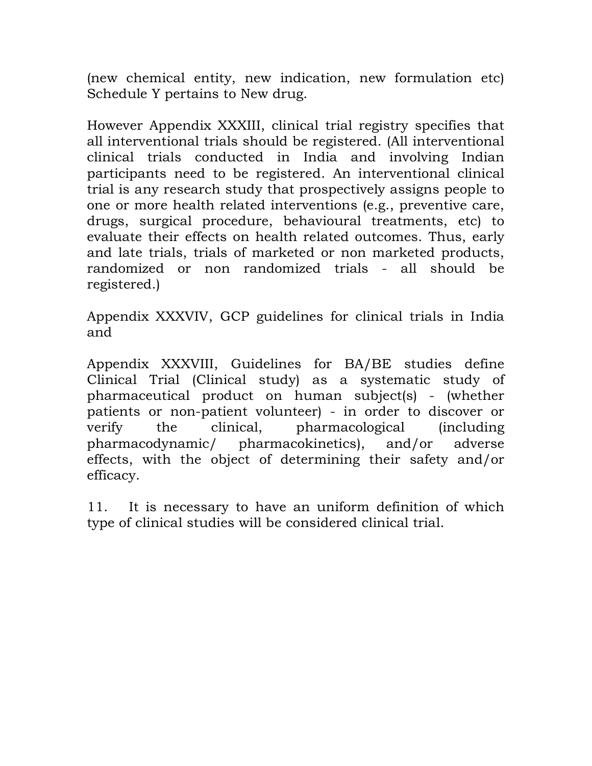(new chemical entity, new indication, new formulation etc) Schedule Y pertains to New drug.

However Appendix XXXIII, clinical trial registry specifies that all interventional trials should be registered. (All interventional clinical trials conducted in India and involving Indian participants need to be registered. An interventional clinical trial is any research study that prospectively assigns people to one or more health related interventions (e.g., preventive care, drugs, surgical procedure, behavioural treatments, etc) to evaluate their effects on health related outcomes. Thus, early and late trials, trials of marketed or non marketed products, randomized or non randomized trials - all should be registered.)

Appendix XXXVIV, GCP guidelines for clinical trials in India and

Appendix XXXVIII, Guidelines for BA/BE studies define Clinical Trial (Clinical study) as a systematic study of pharmaceutical product on human subject(s) - (whether patients or non-patient volunteer) - in order to discover or verify the clinical, pharmacological (including pharmacodynamic/ pharmacokinetics), and/or adverse effects, with the object of determining their safety and/or efficacy.

11. It is necessary to have an uniform definition of which type of clinical studies will be considered clinical trial.